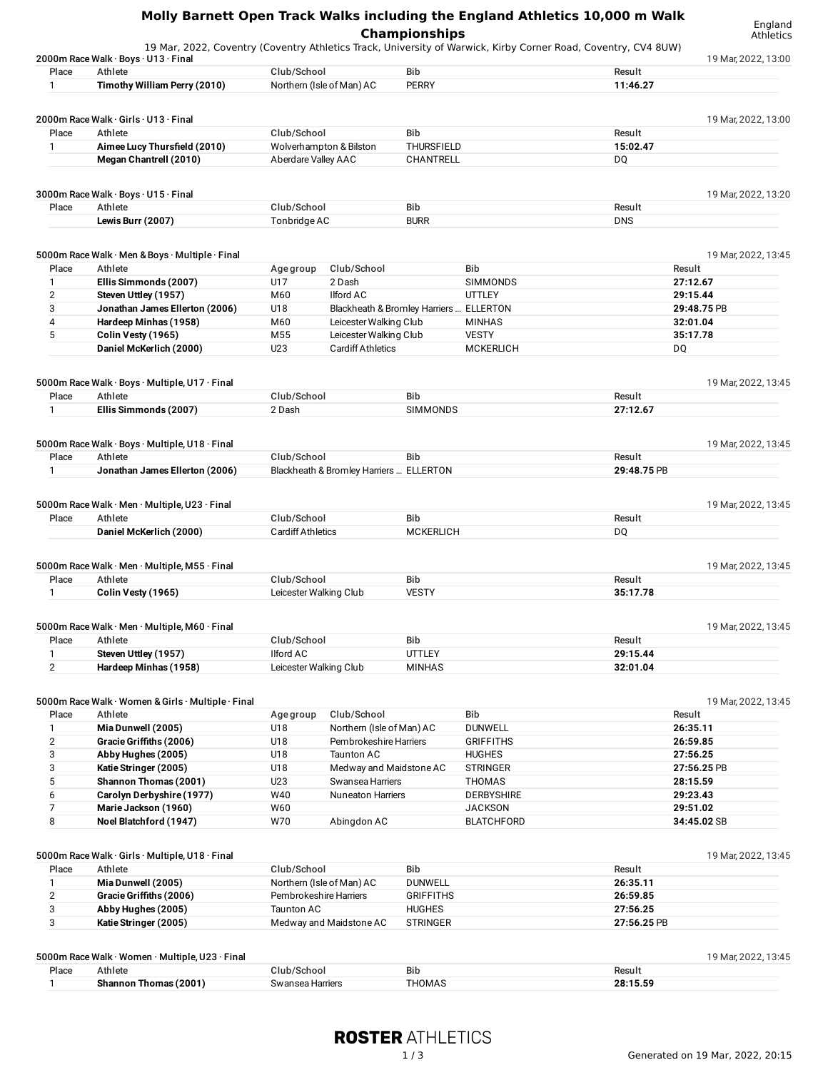# Molly Barnett Open Track Walks including the England Athletics 10,000 m Walk Championships

England Athletics

19 Mar, 2022, Coventry (Coventry Athletics Track, University of Warwick, Kirby Corner Road, Coventry, CV4 8UW)

### 2000m Race Walk · Boys · U13 · Final

19 Mar, 2022, 13:00

| Place | Athlete | Club/School | Bib | Result |
|---|---|---|---|---|
| 1 | **Timothy William Perry (2010)** | Northern (Isle of Man) AC | PERRY | **11:46.27** |

### 2000m Race Walk · Girls · U13 · Final

19 Mar, 2022, 13:00

| Place | Athlete | Club/School | Bib | Result |
|---|---|---|---|---|
| 1 | **Aimee Lucy Thursfield (2010)** | Wolverhampton & Bilston | THURSFIELD | **15:02.47** |
| | **Megan Chantrell (2010)** | Aberdare Valley AAC | CHANTRELL | DQ |

### 3000m Race Walk · Boys · U15 · Final

19 Mar, 2022, 13:20

| Place | Athlete | Club/School | Bib | Result |
|---|---|---|---|---|
| | **Lewis Burr (2007)** | Tonbridge AC | BURR | DNS |

### 5000m Race Walk · Men & Boys · Multiple · Final

19 Mar, 2022, 13:45

| Place | Athlete | Age group | Club/School | Bib | Result |
|---|---|---|---|---|---|
| 1 | **Ellis Simmonds (2007)** | U17 | 2 Dash | SIMMONDS | **27:12.67** |
| 2 | **Steven Uttley (1957)** | M60 | Ilford AC | UTTLEY | **29:15.44** |
| 3 | **Jonathan James Ellerton (2006)** | U18 | Blackheath & Bromley Harriers ... | ELLERTON | **29:48.75** PB |
| 4 | **Hardeep Minhas (1958)** | M60 | Leicester Walking Club | MINHAS | **32:01.04** |
| 5 | **Colin Vesty (1965)** | M55 | Leicester Walking Club | VESTY | **35:17.78** |
| | **Daniel McKerlich (2000)** | U23 | Cardiff Athletics | MCKERLICH | DQ |

### 5000m Race Walk · Boys · Multiple, U17 · Final

19 Mar, 2022, 13:45

| Place | Athlete | Club/School | Bib | Result |
|---|---|---|---|---|
| 1 | **Ellis Simmonds (2007)** | 2 Dash | SIMMONDS | **27:12.67** |

### 5000m Race Walk · Boys · Multiple, U18 · Final

19 Mar, 2022, 13:45

| Place | Athlete | Club/School | Bib | Result |
|---|---|---|---|---|
| 1 | **Jonathan James Ellerton (2006)** | Blackheath & Bromley Harriers ... | ELLERTON | **29:48.75** PB |

### 5000m Race Walk · Men · Multiple, U23 · Final

19 Mar, 2022, 13:45

| Place | Athlete | Club/School | Bib | Result |
|---|---|---|---|---|
| | **Daniel McKerlich (2000)** | Cardiff Athletics | MCKERLICH | DQ |

### 5000m Race Walk · Men · Multiple, M55 · Final

19 Mar, 2022, 13:45

| Place | Athlete | Club/School | Bib | Result |
|---|---|---|---|---|
| 1 | **Colin Vesty (1965)** | Leicester Walking Club | VESTY | **35:17.78** |

### 5000m Race Walk · Men · Multiple, M60 · Final

19 Mar, 2022, 13:45

| Place | Athlete | Club/School | Bib | Result |
|---|---|---|---|---|
| 1 | **Steven Uttley (1957)** | Ilford AC | UTTLEY | **29:15.44** |
| 2 | **Hardeep Minhas (1958)** | Leicester Walking Club | MINHAS | **32:01.04** |

### 5000m Race Walk · Women & Girls · Multiple · Final

19 Mar, 2022, 13:45

| Place | Athlete | Age group | Club/School | Bib | Result |
|---|---|---|---|---|---|
| 1 | **Mia Dunwell (2005)** | U18 | Northern (Isle of Man) AC | DUNWELL | **26:35.11** |
| 2 | **Gracie Griffiths (2006)** | U18 | Pembrokeshire Harriers | GRIFFITHS | **26:59.85** |
| 3 | **Abby Hughes (2005)** | U18 | Taunton AC | HUGHES | **27:56.25** |
| 3 | **Katie Stringer (2005)** | U18 | Medway and Maidstone AC | STRINGER | **27:56.25** PB |
| 5 | **Shannon Thomas (2001)** | U23 | Swansea Harriers | THOMAS | **28:15.59** |
| 6 | **Carolyn Derbyshire (1977)** | W40 | Nuneaton Harriers | DERBYSHIRE | **29:23.43** |
| 7 | **Marie Jackson (1960)** | W60 | | JACKSON | **29:51.02** |
| 8 | **Noel Blatchford (1947)** | W70 | Abingdon AC | BLATCHFORD | **34:45.02** SB |

### 5000m Race Walk · Girls · Multiple, U18 · Final

19 Mar, 2022, 13:45

| Place | Athlete | Club/School | Bib | Result |
|---|---|---|---|---|
| 1 | **Mia Dunwell (2005)** | Northern (Isle of Man) AC | DUNWELL | **26:35.11** |
| 2 | **Gracie Griffiths (2006)** | Pembrokeshire Harriers | GRIFFITHS | **26:59.85** |
| 3 | **Abby Hughes (2005)** | Taunton AC | HUGHES | **27:56.25** |
| 3 | **Katie Stringer (2005)** | Medway and Maidstone AC | STRINGER | **27:56.25** PB |

### 5000m Race Walk · Women · Multiple, U23 · Final

19 Mar, 2022, 13:45

| Place | Athlete | Club/School | Bib | Result |
|---|---|---|---|---|
| 1 | **Shannon Thomas (2001)** | Swansea Harriers | THOMAS | **28:15.59** |

**ROSTER** ATHLETICS

Generated on 19 Mar, 2022, 20:15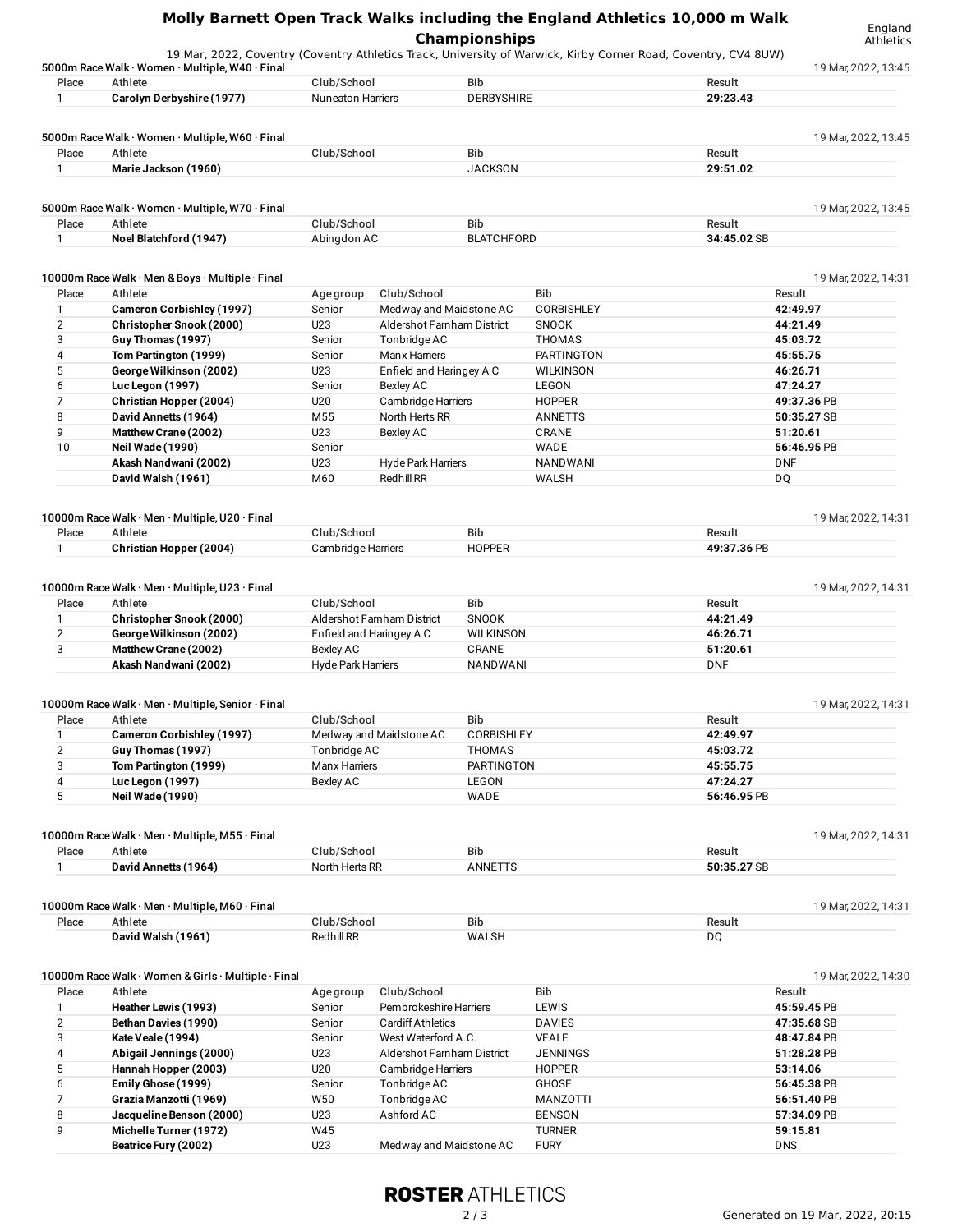# Molly Barnett Open Track Walks including the England Athletics 10,000 m Walk Championships

England Athletics

19 Mar, 2022, Coventry (Coventry Athletics Track, University of Warwick, Kirby Corner Road, Coventry, CV4 8UW)

### 5000m Race Walk · Women · Multiple, W40 · Final

19 Mar, 2022, 13:45

| Place | Athlete | Club/School | Bib | Result |
|---|---|---|---|---|
| 1 | **Carolyn Derbyshire (1977)** | Nuneaton Harriers | DERBYSHIRE | **29:23.43** |

### 5000m Race Walk · Women · Multiple, W60 · Final

19 Mar, 2022, 13:45

| Place | Athlete | Club/School | Bib | Result |
|---|---|---|---|---|
| 1 | **Marie Jackson (1960)** | | JACKSON | **29:51.02** |

### 5000m Race Walk · Women · Multiple, W70 · Final

19 Mar, 2022, 13:45

| Place | Athlete | Club/School | Bib | Result |
|---|---|---|---|---|
| 1 | **Noel Blatchford (1947)** | Abingdon AC | BLATCHFORD | **34:45.02** SB |

### 10000m Race Walk · Men & Boys · Multiple · Final

19 Mar, 2022, 14:31

| Place | Athlete | Age group | Club/School | Bib | Result |
|---|---|---|---|---|---|
| 1 | **Cameron Corbishley (1997)** | Senior | Medway and Maidstone AC | CORBISHLEY | **42:49.97** |
| 2 | **Christopher Snook (2000)** | U23 | Aldershot Farnham District | SNOOK | **44:21.49** |
| 3 | **Guy Thomas (1997)** | Senior | Tonbridge AC | THOMAS | **45:03.72** |
| 4 | **Tom Partington (1999)** | Senior | Manx Harriers | PARTINGTON | **45:55.75** |
| 5 | **George Wilkinson (2002)** | U23 | Enfield and Haringey A C | WILKINSON | **46:26.71** |
| 6 | **Luc Legon (1997)** | Senior | Bexley AC | LEGON | **47:24.27** |
| 7 | **Christian Hopper (2004)** | U20 | Cambridge Harriers | HOPPER | **49:37.36** PB |
| 8 | **David Annetts (1964)** | M55 | North Herts RR | ANNETTS | **50:35.27** SB |
| 9 | **Matthew Crane (2002)** | U23 | Bexley AC | CRANE | **51:20.61** |
| 10 | **Neil Wade (1990)** | Senior | | WADE | **56:46.95** PB |
| | **Akash Nandwani (2002)** | U23 | Hyde Park Harriers | NANDWANI | DNF |
| | **David Walsh (1961)** | M60 | Redhill RR | WALSH | DQ |

### 10000m Race Walk · Men · Multiple, U20 · Final

19 Mar, 2022, 14:31

| Place | Athlete | Club/School | Bib | Result |
|---|---|---|---|---|
| 1 | **Christian Hopper (2004)** | Cambridge Harriers | HOPPER | **49:37.36** PB |

### 10000m Race Walk · Men · Multiple, U23 · Final

19 Mar, 2022, 14:31

| Place | Athlete | Club/School | Bib | Result |
|---|---|---|---|---|
| 1 | **Christopher Snook (2000)** | Aldershot Farnham District | SNOOK | **44:21.49** |
| 2 | **George Wilkinson (2002)** | Enfield and Haringey A C | WILKINSON | **46:26.71** |
| 3 | **Matthew Crane (2002)** | Bexley AC | CRANE | **51:20.61** |
| | **Akash Nandwani (2002)** | Hyde Park Harriers | NANDWANI | DNF |

### 10000m Race Walk · Men · Multiple, Senior · Final

19 Mar, 2022, 14:31

| Place | Athlete | Club/School | Bib | Result |
|---|---|---|---|---|
| 1 | **Cameron Corbishley (1997)** | Medway and Maidstone AC | CORBISHLEY | **42:49.97** |
| 2 | **Guy Thomas (1997)** | Tonbridge AC | THOMAS | **45:03.72** |
| 3 | **Tom Partington (1999)** | Manx Harriers | PARTINGTON | **45:55.75** |
| 4 | **Luc Legon (1997)** | Bexley AC | LEGON | **47:24.27** |
| 5 | **Neil Wade (1990)** | | WADE | **56:46.95** PB |

### 10000m Race Walk · Men · Multiple, M55 · Final

19 Mar, 2022, 14:31

| Place | Athlete | Club/School | Bib | Result |
|---|---|---|---|---|
| 1 | **David Annetts (1964)** | North Herts RR | ANNETTS | **50:35.27** SB |

### 10000m Race Walk · Men · Multiple, M60 · Final

19 Mar, 2022, 14:31

| Place | Athlete | Club/School | Bib | Result |
|---|---|---|---|---|
| | **David Walsh (1961)** | Redhill RR | WALSH | DQ |

### 10000m Race Walk · Women & Girls · Multiple · Final

19 Mar, 2022, 14:30

| Place | Athlete | Age group | Club/School | Bib | Result |
|---|---|---|---|---|---|
| 1 | **Heather Lewis (1993)** | Senior | Pembrokeshire Harriers | LEWIS | **45:59.45** PB |
| 2 | **Bethan Davies (1990)** | Senior | Cardiff Athletics | DAVIES | **47:35.68** SB |
| 3 | **Kate Veale (1994)** | Senior | West Waterford A.C. | VEALE | **48:47.84** PB |
| 4 | **Abigail Jennings (2000)** | U23 | Aldershot Farnham District | JENNINGS | **51:28.28** PB |
| 5 | **Hannah Hopper (2003)** | U20 | Cambridge Harriers | HOPPER | **53:14.06** |
| 6 | **Emily Ghose (1999)** | Senior | Tonbridge AC | GHOSE | **56:45.38** PB |
| 7 | **Grazia Manzotti (1969)** | W50 | Tonbridge AC | MANZOTTI | **56:51.40** PB |
| 8 | **Jacqueline Benson (2000)** | U23 | Ashford AC | BENSON | **57:34.09** PB |
| 9 | **Michelle Turner (1972)** | W45 | | TURNER | **59:15.81** |
| | **Beatrice Fury (2002)** | U23 | Medway and Maidstone AC | FURY | DNS |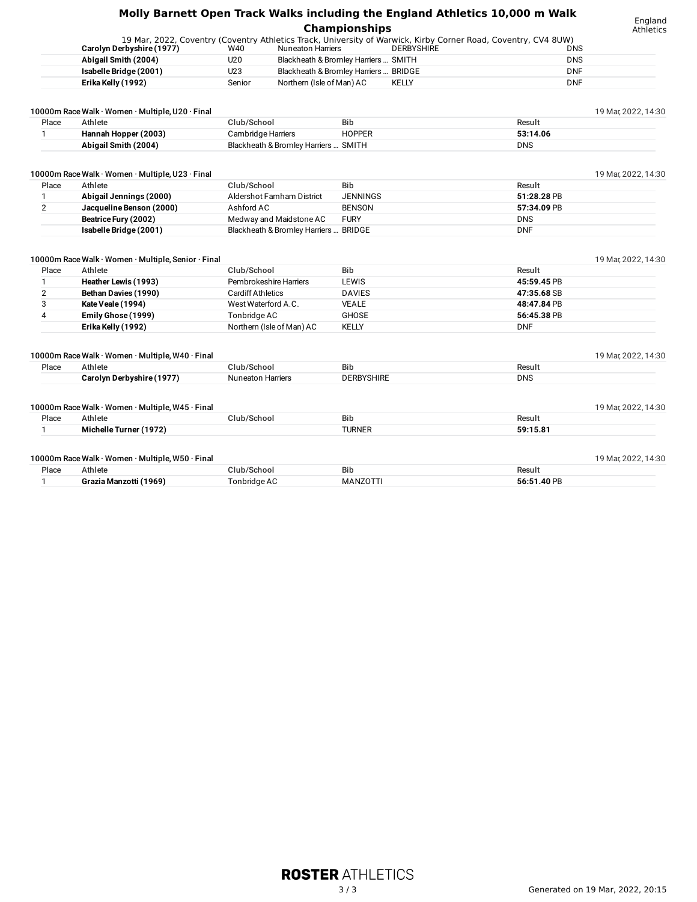| | | | | |
|---|---|---|---|---|
| Carolyn Derbyshire (1977) | W40 | Nuneaton Harriers | DERBYSHIRE | DNS |
| Abigail Smith (2004) | U20 | Blackheath & Bromley Harriers ... | SMITH | DNS |
| Isabelle Bridge (2001) | U23 | Blackheath & Bromley Harriers ... | BRIDGE | DNF |
| Erika Kelly (1992) | Senior | Northern (Isle of Man) AC | KELLY | DNF |

### 10000m Race Walk · Women · Multiple, U20 · Final

19 Mar, 2022, 14:30

| Place | Athlete | Club/School | Bib | Result |
|---|---|---|---|---|
| 1 | **Hannah Hopper (2003)** | Cambridge Harriers | HOPPER | **53:14.06** |
| | **Abigail Smith (2004)** | Blackheath & Bromley Harriers ... | SMITH | DNS |

### 10000m Race Walk · Women · Multiple, U23 · Final

19 Mar, 2022, 14:30

| Place | Athlete | Club/School | Bib | Result |
|---|---|---|---|---|
| 1 | **Abigail Jennings (2000)** | Aldershot Farnham District | JENNINGS | **51:28.28** PB |
| 2 | **Jacqueline Benson (2000)** | Ashford AC | BENSON | **57:34.09** PB |
| | **Beatrice Fury (2002)** | Medway and Maidstone AC | FURY | DNS |
| | **Isabelle Bridge (2001)** | Blackheath & Bromley Harriers ... | BRIDGE | DNF |

### 10000m Race Walk · Women · Multiple, Senior · Final

19 Mar, 2022, 14:30

| Place | Athlete | Club/School | Bib | Result |
|---|---|---|---|---|
| 1 | **Heather Lewis (1993)** | Pembrokeshire Harriers | LEWIS | **45:59.45** PB |
| 2 | **Bethan Davies (1990)** | Cardiff Athletics | DAVIES | **47:35.68** SB |
| 3 | **Kate Veale (1994)** | West Waterford A.C. | VEALE | **48:47.84** PB |
| 4 | **Emily Ghose (1999)** | Tonbridge AC | GHOSE | **56:45.38** PB |
| | **Erika Kelly (1992)** | Northern (Isle of Man) AC | KELLY | DNF |

### 10000m Race Walk · Women · Multiple, W40 · Final

19 Mar, 2022, 14:30

| Place | Athlete | Club/School | Bib | Result |
|---|---|---|---|---|
| | **Carolyn Derbyshire (1977)** | Nuneaton Harriers | DERBYSHIRE | DNS |

### 10000m Race Walk · Women · Multiple, W45 · Final

19 Mar, 2022, 14:30

| Place | Athlete | Club/School | Bib | Result |
|---|---|---|---|---|
| 1 | **Michelle Turner (1972)** | | TURNER | **59:15.81** |

### 10000m Race Walk · Women · Multiple, W50 · Final

19 Mar, 2022, 14:30

| Place | Athlete | Club/School | Bib | Result |
|---|---|---|---|---|
| 1 | **Grazia Manzotti (1969)** | Tonbridge AC | MANZOTTI | **56:51.40** PB |